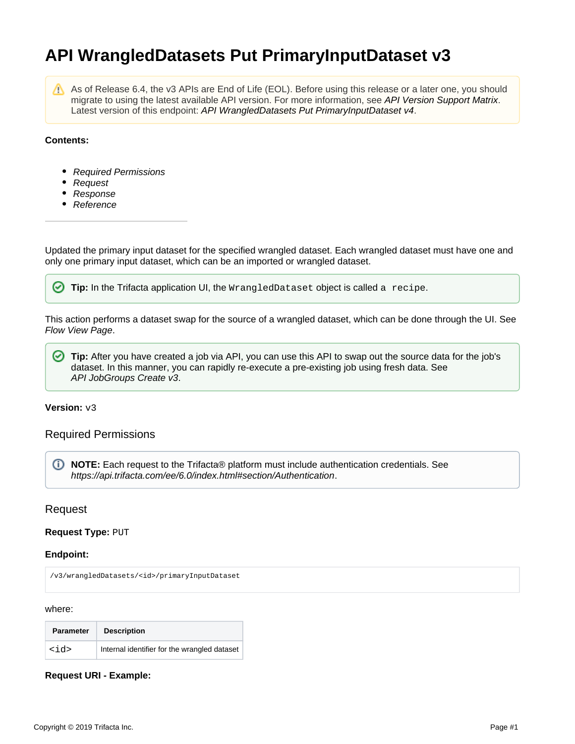# API WrangledDatasets Put PrimaryInputDataset v3

> As of Release 6.4, the v3 APIs are End of Life (EOL). Before using this release or a later one, you should migrate to using the latest available API version. For more information, see *API Version Support Matrix*. Latest version of this endpoint: *API WrangledDatasets Put PrimaryInputDataset v4*.

**Contents:**

- *Required Permissions*
- *Request*
- *Response*
- *Reference*

---

Updated the primary input dataset for the specified wrangled dataset. Each wrangled dataset must have one and only one primary input dataset, which can be an imported or wrangled dataset.

> **Tip:** In the Trifacta application UI, the `WrangledDataset` object is called a `recipe`.

This action performs a dataset swap for the source of a wrangled dataset, which can be done through the UI. See *Flow View Page*.

> **Tip:** After you have created a job via API, you can use this API to swap out the source data for the job's dataset. In this manner, you can rapidly re-execute a pre-existing job using fresh data. See *API JobGroups Create v3*.

**Version:** v3

## Required Permissions

> **NOTE:** Each request to the Trifacta® platform must include authentication credentials. See *https://api.trifacta.com/ee/6.0/index.html#section/Authentication*.

## Request

**Request Type:** PUT

**Endpoint:**

```
/v3/wrangledDatasets/<id>/primaryInputDataset
```

where:

| Parameter | Description |
|---|---|
| `<id>` | Internal identifier for the wrangled dataset |

**Request URI - Example:**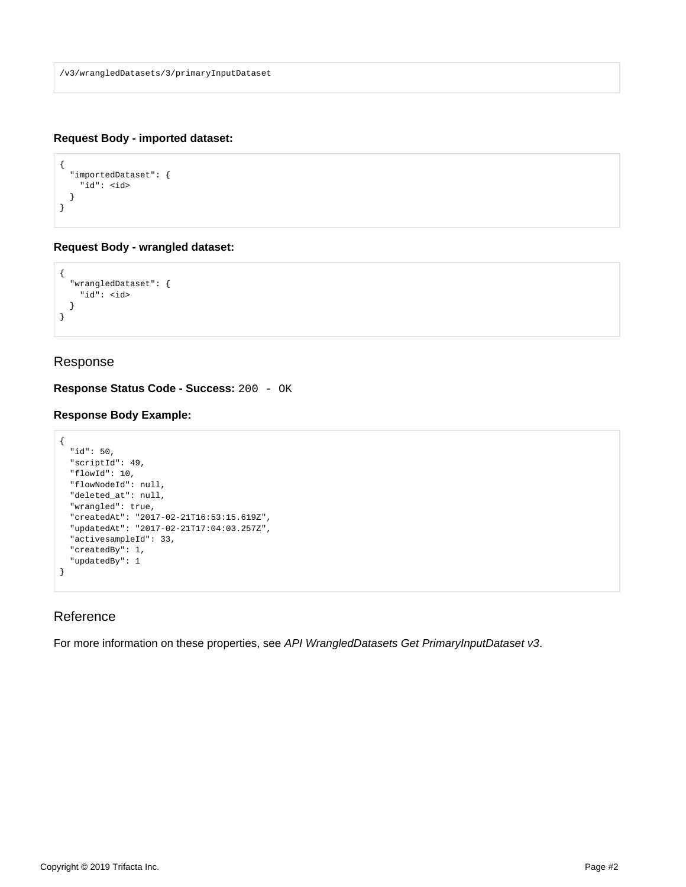```
/v3/wrangledDatasets/3/primaryInputDataset
```

**Request Body - imported dataset:**

```
{
  "importedDataset": {
    "id": <id>
  }
}
```

**Request Body - wrangled dataset:**

```
{
  "wrangledDataset": {
    "id": <id>
  }
}
```

## Response

**Response Status Code - Success:** `200 - OK`

**Response Body Example:**

```
{
  "id": 50,
  "scriptId": 49,
  "flowId": 10,
  "flowNodeId": null,
  "deleted_at": null,
  "wrangled": true,
  "createdAt": "2017-02-21T16:53:15.619Z",
  "updatedAt": "2017-02-21T17:04:03.257Z",
  "activesampleId": 33,
  "createdBy": 1,
  "updatedBy": 1
}
```

## Reference

For more information on these properties, see *API WrangledDatasets Get PrimaryInputDataset v3*.